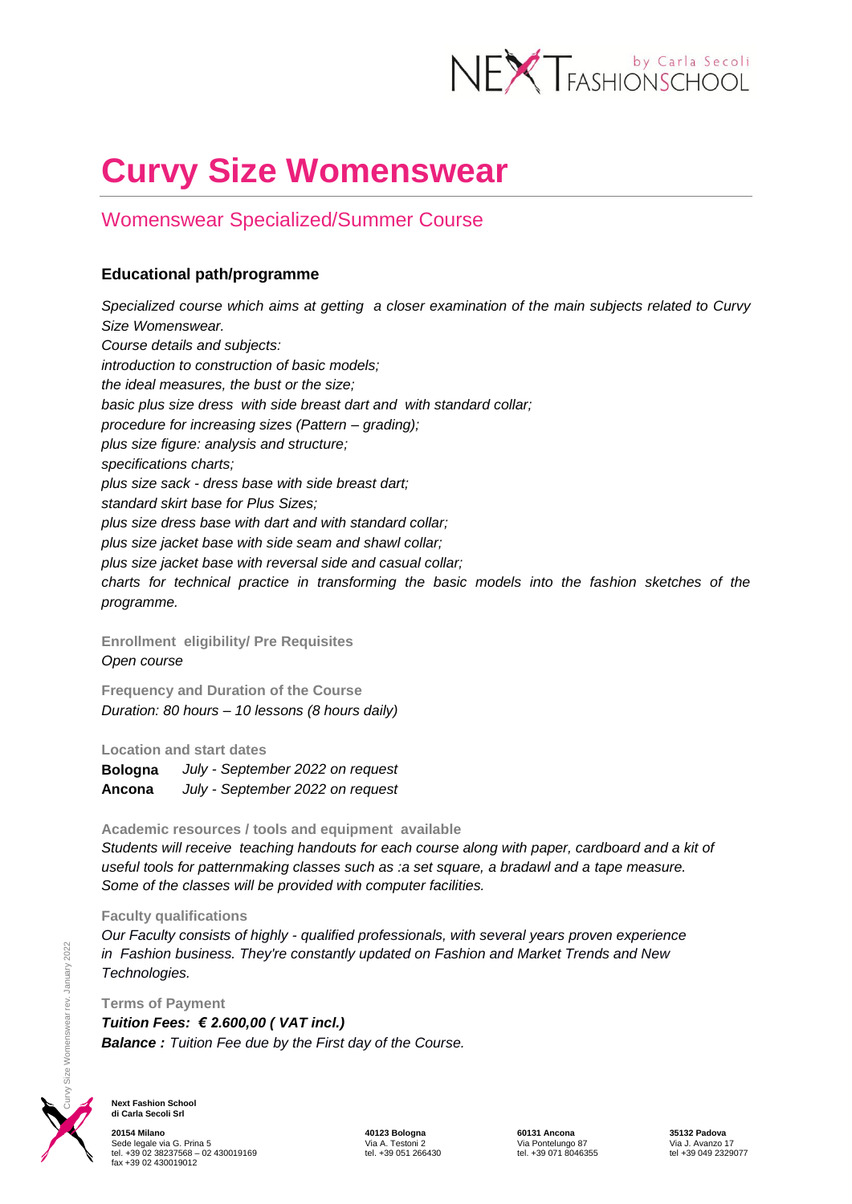# Curvy Size Womenswear

## Womenswear Specialized/Summer Course

### Educational path/programme

*Specialized course which aims at getting a closer examination of the main subjects related to Curvy Size Womenswear.*
*Course details and subjects:*
*introduction to construction of basic models;*
*the ideal measures, the bust or the size;*
*basic plus size dress with side breast dart and with standard collar;*
*procedure for increasing sizes (Pattern – grading);*
*plus size figure: analysis and structure;*
*specifications charts;*
*plus size sack - dress base with side breast dart;*
*standard skirt base for Plus Sizes;*
*plus size dress base with dart and with standard collar;*
*plus size jacket base with side seam and shawl collar;*
*plus size jacket base with reversal side and casual collar;*
*charts for technical practice in transforming the basic models into the fashion sketches of the programme.*

**Enrollment eligibility/ Pre Requisites**
*Open course*

**Frequency and Duration of the Course**
*Duration: 80 hours – 10 lessons (8 hours daily)*

**Location and start dates**

**Bologna** *July - September 2022 on request*
**Ancona** *July - September 2022 on request*

**Academic resources / tools and equipment available**
*Students will receive teaching handouts for each course along with paper, cardboard and a kit of useful tools for patternmaking classes such as :a set square, a bradawl and a tape measure. Some of the classes will be provided with computer facilities.*

**Faculty qualifications**
*Our Faculty consists of highly - qualified professionals, with several years proven experience in Fashion business. They're constantly updated on Fashion and Market Trends and New Technologies.*

**Terms of Payment**
***Tuition Fees: € 2.600,00 ( VAT incl.)***
***Balance :*** *Tuition Fee due by the First day of the Course.*

**Next Fashion School di Carla Secoli Srl**

**20154 Milano**
Sede legale via G. Prina 5
tel. +39 02 38237568 – 02 430019169
fax +39 02 430019012

**40123 Bologna**
Via A. Testoni 2
tel. +39 051 266430

**60131 Ancona**
Via Pontelungo 87
tel. +39 071 8046355

**35132 Padova**
Via J. Avanzo 17
tel +39 049 2329077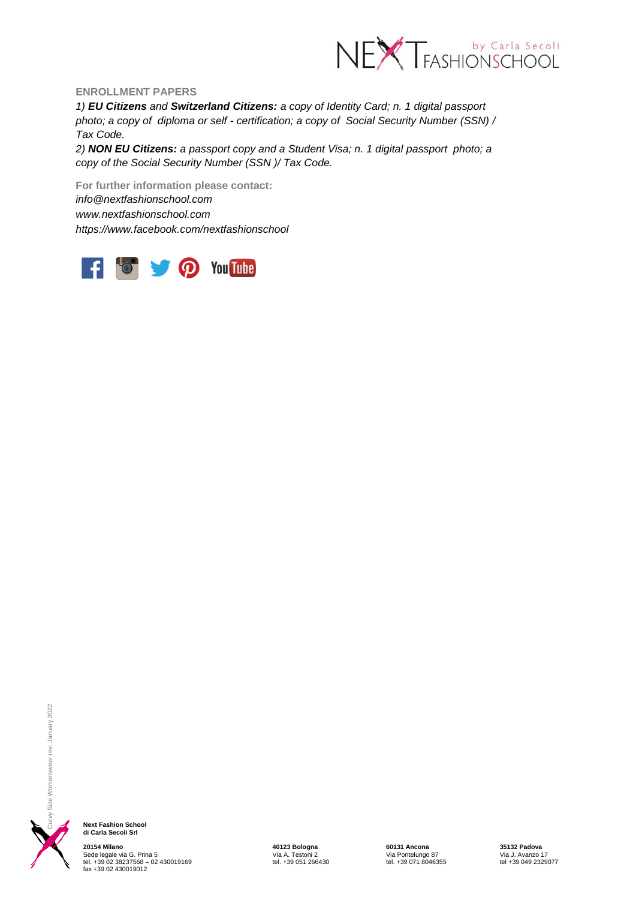## ENROLLMENT PAPERS

*1) **EU Citizens** and **Switzerland Citizens:** a copy of Identity Card; n. 1 digital passport photo; a copy of diploma or self - certification; a copy of Social Security Number (SSN) / Tax Code.*

*2) **NON EU Citizens:** a passport copy and a Student Visa; n. 1 digital passport photo; a copy of the Social Security Number (SSN )/ Tax Code.*

**For further information please contact:**

*info@nextfashionschool.com*
*www.nextfashionschool.com*
*https://www.facebook.com/nextfashionschool*

Curvy Size Womenswear rev. January 2022

**Next Fashion School di Carla Secoli Srl**

**20154 Milano**
Sede legale via G. Prina 5
tel. +39 02 38237568 – 02 430019169
fax +39 02 430019012

**40123 Bologna**
Via A. Testoni 2
tel. +39 051 266430

**60131 Ancona**
Via Pontelungo 87
tel. +39 071 8046355

**35132 Padova**
Via J. Avanzo 17
tel +39 049 2329077